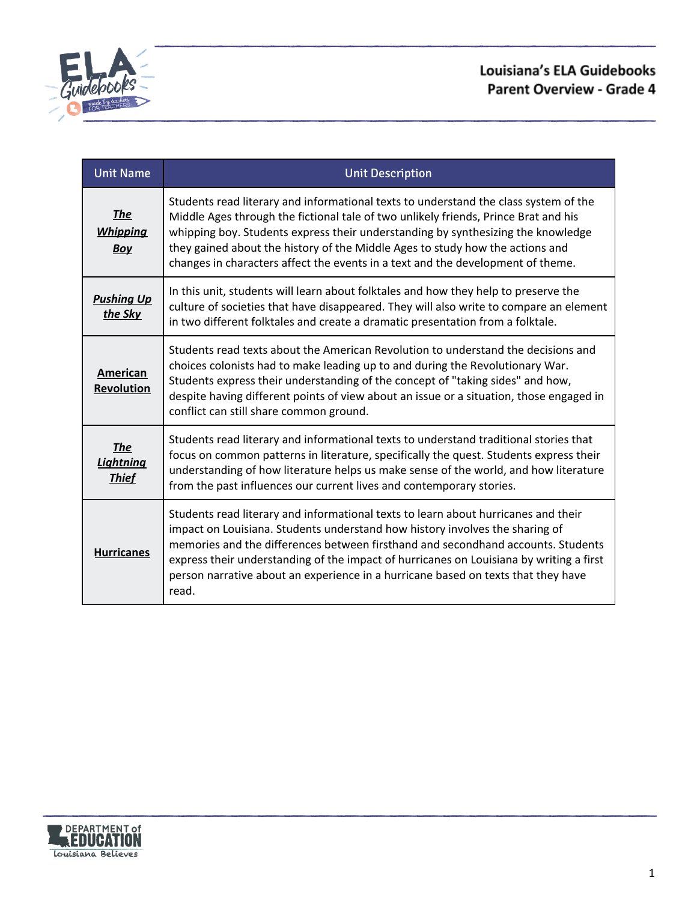# Louisiana's ELA Guidebooks
## Parent Overview - Grade 4

| Unit Name | Unit Description |
|---|---|
| ***The Whipping Boy*** | Students read literary and informational texts to understand the class system of the Middle Ages through the fictional tale of two unlikely friends, Prince Brat and his whipping boy. Students express their understanding by synthesizing the knowledge they gained about the history of the Middle Ages to study how the actions and changes in characters affect the events in a text and the development of theme. |
| ***Pushing Up the Sky*** | In this unit, students will learn about folktales and how they help to preserve the culture of societies that have disappeared. They will also write to compare an element in two different folktales and create a dramatic presentation from a folktale. |
| **American Revolution** | Students read texts about the American Revolution to understand the decisions and choices colonists had to make leading up to and during the Revolutionary War. Students express their understanding of the concept of "taking sides" and how, despite having different points of view about an issue or a situation, those engaged in conflict can still share common ground. |
| ***The Lightning Thief*** | Students read literary and informational texts to understand traditional stories that focus on common patterns in literature, specifically the quest. Students express their understanding of how literature helps us make sense of the world, and how literature from the past influences our current lives and contemporary stories. |
| **Hurricanes** | Students read literary and informational texts to learn about hurricanes and their impact on Louisiana. Students understand how history involves the sharing of memories and the differences between firsthand and secondhand accounts. Students express their understanding of the impact of hurricanes on Louisiana by writing a first person narrative about an experience in a hurricane based on texts that they have read. |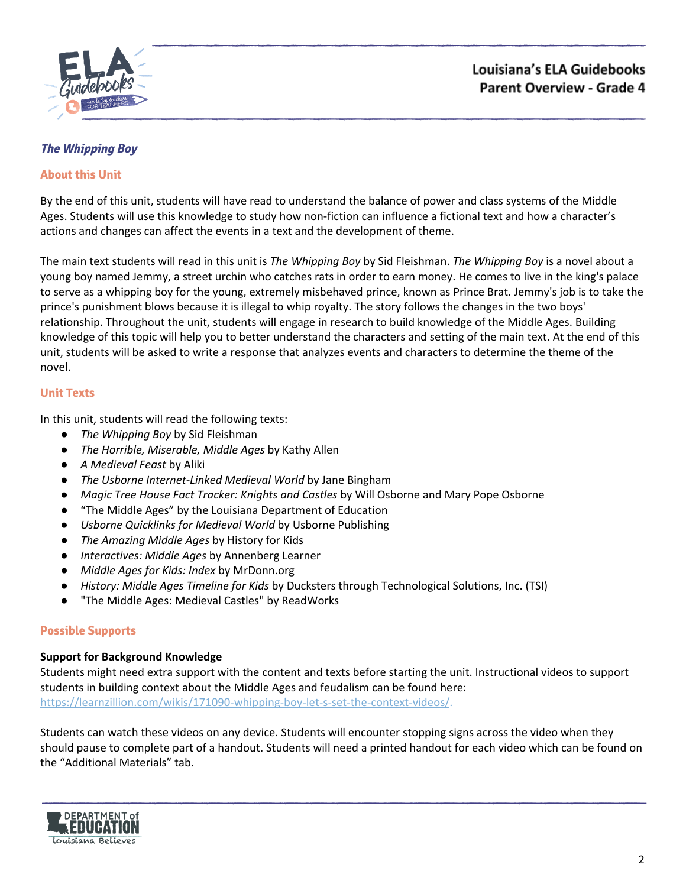## *The Whipping Boy*

### About this Unit

By the end of this unit, students will have read to understand the balance of power and class systems of the Middle Ages. Students will use this knowledge to study how non-fiction can influence a fictional text and how a character's actions and changes can affect the events in a text and the development of theme.

The main text students will read in this unit is *The Whipping Boy* by Sid Fleishman. *The Whipping Boy* is a novel about a young boy named Jemmy, a street urchin who catches rats in order to earn money. He comes to live in the king's palace to serve as a whipping boy for the young, extremely misbehaved prince, known as Prince Brat. Jemmy's job is to take the prince's punishment blows because it is illegal to whip royalty. The story follows the changes in the two boys' relationship. Throughout the unit, students will engage in research to build knowledge of the Middle Ages. Building knowledge of this topic will help you to better understand the characters and setting of the main text. At the end of this unit, students will be asked to write a response that analyzes events and characters to determine the theme of the novel.

### Unit Texts

In this unit, students will read the following texts:

- *The Whipping Boy* by Sid Fleishman
- *The Horrible, Miserable, Middle Ages* by Kathy Allen
- *A Medieval Feast* by Aliki
- *The Usborne Internet-Linked Medieval World* by Jane Bingham
- *Magic Tree House Fact Tracker: Knights and Castles* by Will Osborne and Mary Pope Osborne
- "The Middle Ages" by the Louisiana Department of Education
- *Usborne Quicklinks for Medieval World* by Usborne Publishing
- *The Amazing Middle Ages* by History for Kids
- *Interactives: Middle Ages* by Annenberg Learner
- *Middle Ages for Kids: Index* by MrDonn.org
- *History: Middle Ages Timeline for Kids* by Ducksters through Technological Solutions, Inc. (TSI)
- "The Middle Ages: Medieval Castles" by ReadWorks

### Possible Supports

**Support for Background Knowledge**

Students might need extra support with the content and texts before starting the unit. Instructional videos to support students in building context about the Middle Ages and feudalism can be found here: https://learnzillion.com/wikis/171090-whipping-boy-let-s-set-the-context-videos/.

Students can watch these videos on any device. Students will encounter stopping signs across the video when they should pause to complete part of a handout. Students will need a printed handout for each video which can be found on the "Additional Materials" tab.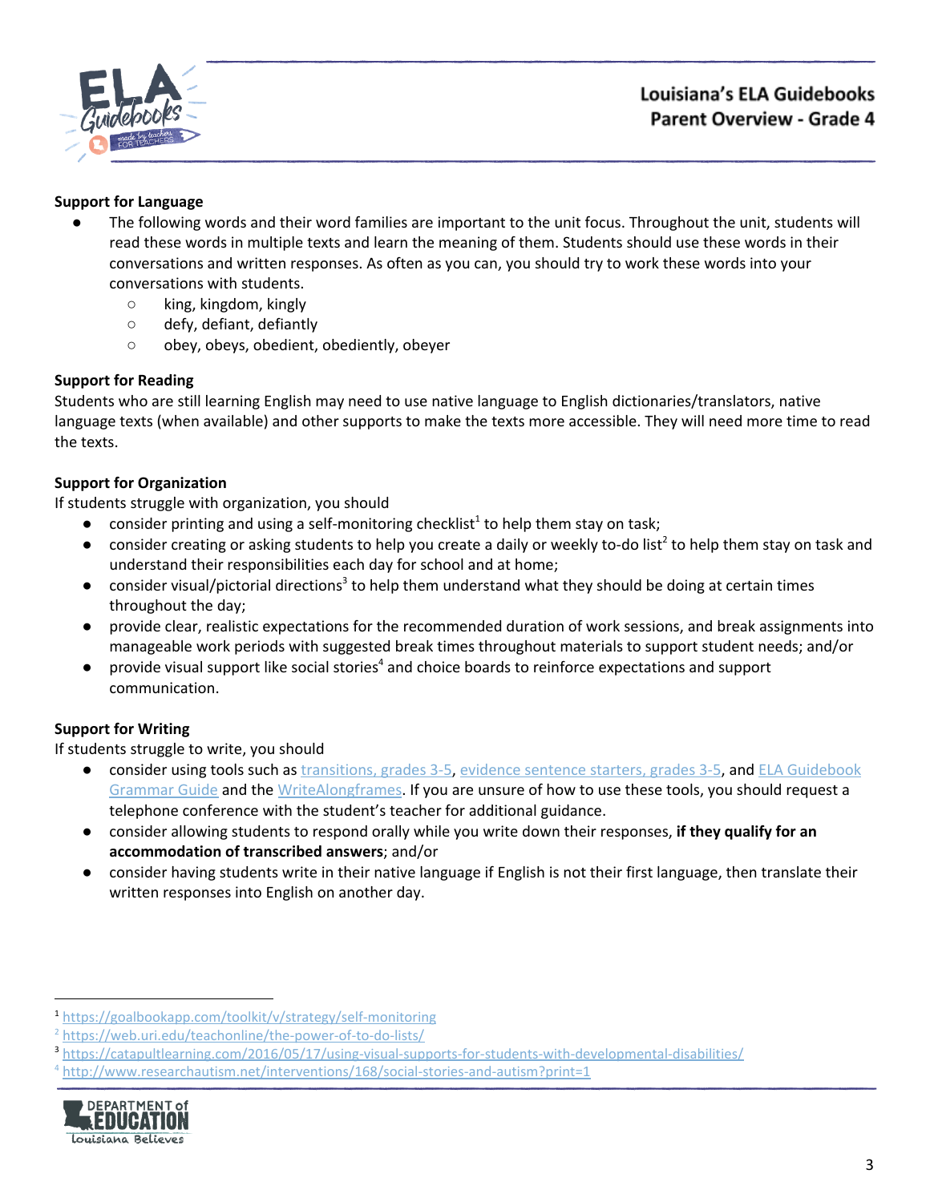**Support for Language**

- The following words and their word families are important to the unit focus. Throughout the unit, students will read these words in multiple texts and learn the meaning of them. Students should use these words in their conversations and written responses. As often as you can, you should try to work these words into your conversations with students.
  - king, kingdom, kingly
  - defy, defiant, defiantly
  - obey, obeys, obedient, obediently, obeyer

**Support for Reading**

Students who are still learning English may need to use native language to English dictionaries/translators, native language texts (when available) and other supports to make the texts more accessible. They will need more time to read the texts.

**Support for Organization**

If students struggle with organization, you should

- consider printing and using a self-monitoring checklist[1] to help them stay on task;
- consider creating or asking students to help you create a daily or weekly to-do list[2] to help them stay on task and understand their responsibilities each day for school and at home;
- consider visual/pictorial directions[3] to help them understand what they should be doing at certain times throughout the day;
- provide clear, realistic expectations for the recommended duration of work sessions, and break assignments into manageable work periods with suggested break times throughout materials to support student needs; and/or
- provide visual support like social stories[4] and choice boards to reinforce expectations and support communication.

**Support for Writing**

If students struggle to write, you should

- consider using tools such as transitions, grades 3-5, evidence sentence starters, grades 3-5, and ELA Guidebook Grammar Guide and the WriteAlongframes. If you are unsure of how to use these tools, you should request a telephone conference with the student's teacher for additional guidance.
- consider allowing students to respond orally while you write down their responses, **if they qualify for an accommodation of transcribed answers**; and/or
- consider having students write in their native language if English is not their first language, then translate their written responses into English on another day.

---

[1] https://goalbookapp.com/toolkit/v/strategy/self-monitoring

[2] https://web.uri.edu/teachonline/the-power-of-to-do-lists/

[3] https://catapultlearning.com/2016/05/17/using-visual-supports-for-students-with-developmental-disabilities/

[4] http://www.researchautism.net/interventions/168/social-stories-and-autism?print=1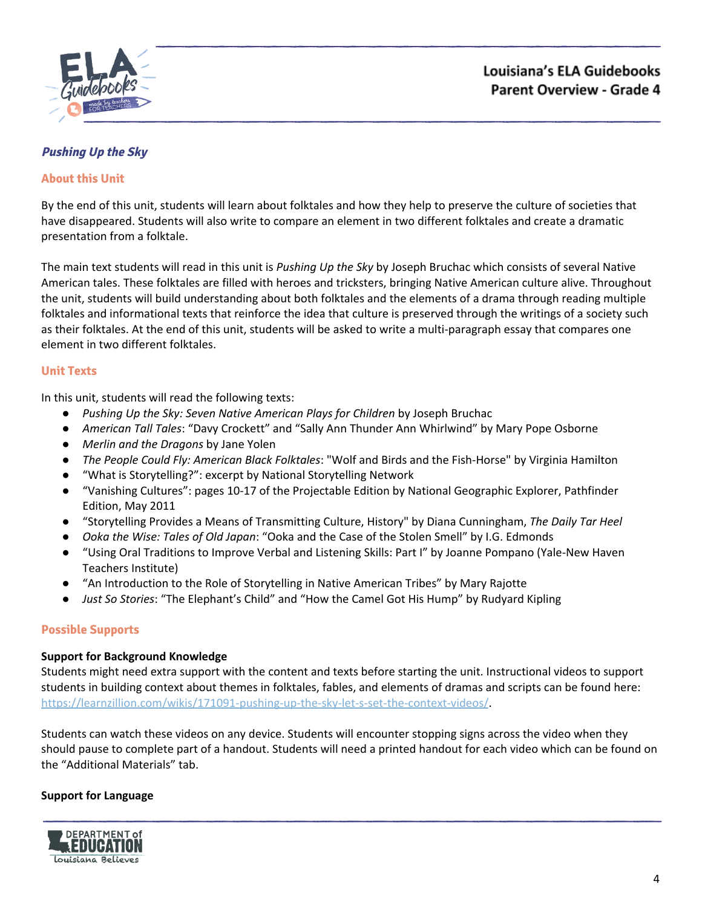## *Pushing Up the Sky*

### About this Unit

By the end of this unit, students will learn about folktales and how they help to preserve the culture of societies that have disappeared. Students will also write to compare an element in two different folktales and create a dramatic presentation from a folktale.

The main text students will read in this unit is *Pushing Up the Sky* by Joseph Bruchac which consists of several Native American tales. These folktales are filled with heroes and tricksters, bringing Native American culture alive. Throughout the unit, students will build understanding about both folktales and the elements of a drama through reading multiple folktales and informational texts that reinforce the idea that culture is preserved through the writings of a society such as their folktales. At the end of this unit, students will be asked to write a multi-paragraph essay that compares one element in two different folktales.

### Unit Texts

In this unit, students will read the following texts:

- *Pushing Up the Sky: Seven Native American Plays for Children* by Joseph Bruchac
- *American Tall Tales*: "Davy Crockett" and "Sally Ann Thunder Ann Whirlwind" by Mary Pope Osborne
- *Merlin and the Dragons* by Jane Yolen
- *The People Could Fly: American Black Folktales*: "Wolf and Birds and the Fish-Horse" by Virginia Hamilton
- "What is Storytelling?": excerpt by National Storytelling Network
- "Vanishing Cultures": pages 10-17 of the Projectable Edition by National Geographic Explorer, Pathfinder Edition, May 2011
- "Storytelling Provides a Means of Transmitting Culture, History" by Diana Cunningham, *The Daily Tar Heel*
- *Ooka the Wise: Tales of Old Japan*: "Ooka and the Case of the Stolen Smell" by I.G. Edmonds
- "Using Oral Traditions to Improve Verbal and Listening Skills: Part I" by Joanne Pompano (Yale-New Haven Teachers Institute)
- "An Introduction to the Role of Storytelling in Native American Tribes" by Mary Rajotte
- *Just So Stories*: "The Elephant's Child" and "How the Camel Got His Hump" by Rudyard Kipling

### Possible Supports

**Support for Background Knowledge**

Students might need extra support with the content and texts before starting the unit. Instructional videos to support students in building context about themes in folktales, fables, and elements of dramas and scripts can be found here: https://learnzillion.com/wikis/171091-pushing-up-the-sky-let-s-set-the-context-videos/.

Students can watch these videos on any device. Students will encounter stopping signs across the video when they should pause to complete part of a handout. Students will need a printed handout for each video which can be found on the "Additional Materials" tab.

**Support for Language**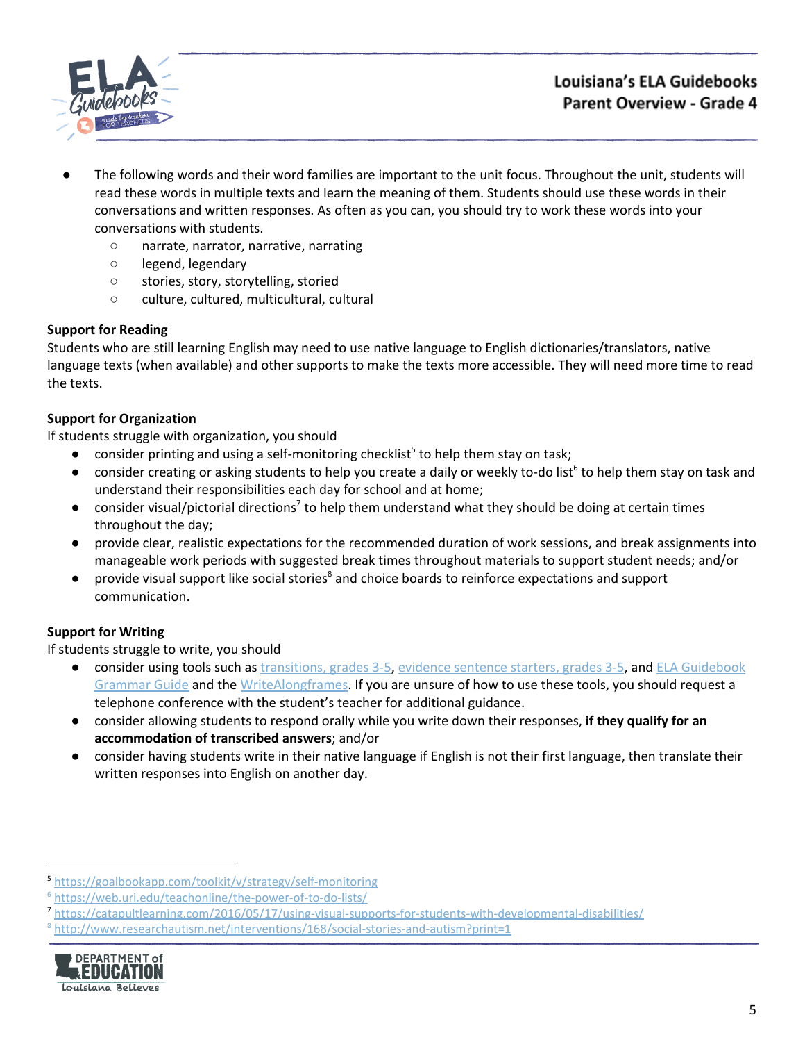- The following words and their word families are important to the unit focus. Throughout the unit, students will read these words in multiple texts and learn the meaning of them. Students should use these words in their conversations and written responses. As often as you can, you should try to work these words into your conversations with students.
  - narrate, narrator, narrative, narrating
  - legend, legendary
  - stories, story, storytelling, storied
  - culture, cultured, multicultural, cultural

**Support for Reading**

Students who are still learning English may need to use native language to English dictionaries/translators, native language texts (when available) and other supports to make the texts more accessible. They will need more time to read the texts.

**Support for Organization**

If students struggle with organization, you should

- consider printing and using a self-monitoring checklist[5] to help them stay on task;
- consider creating or asking students to help you create a daily or weekly to-do list[6] to help them stay on task and understand their responsibilities each day for school and at home;
- consider visual/pictorial directions[7] to help them understand what they should be doing at certain times throughout the day;
- provide clear, realistic expectations for the recommended duration of work sessions, and break assignments into manageable work periods with suggested break times throughout materials to support student needs; and/or
- provide visual support like social stories[8] and choice boards to reinforce expectations and support communication.

**Support for Writing**

If students struggle to write, you should

- consider using tools such as transitions, grades 3-5, evidence sentence starters, grades 3-5, and ELA Guidebook Grammar Guide and the WriteAlongframes. If you are unsure of how to use these tools, you should request a telephone conference with the student's teacher for additional guidance.
- consider allowing students to respond orally while you write down their responses, **if they qualify for an accommodation of transcribed answers**; and/or
- consider having students write in their native language if English is not their first language, then translate their written responses into English on another day.

[5] https://goalbookapp.com/toolkit/v/strategy/self-monitoring
[6] https://web.uri.edu/teachonline/the-power-of-to-do-lists/
[7] https://catapultlearning.com/2016/05/17/using-visual-supports-for-students-with-developmental-disabilities/
[8] http://www.researchautism.net/interventions/168/social-stories-and-autism?print=1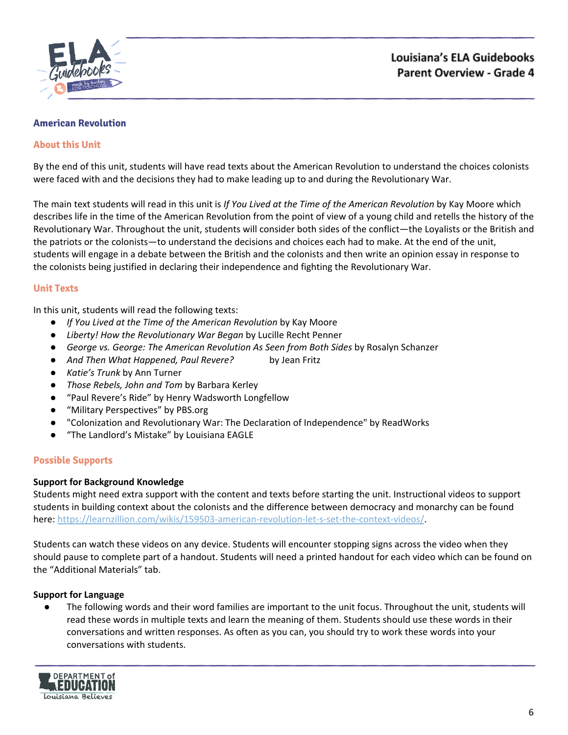## American Revolution

### About this Unit

By the end of this unit, students will have read texts about the American Revolution to understand the choices colonists were faced with and the decisions they had to make leading up to and during the Revolutionary War.

The main text students will read in this unit is *If You Lived at the Time of the American Revolution* by Kay Moore which describes life in the time of the American Revolution from the point of view of a young child and retells the history of the Revolutionary War. Throughout the unit, students will consider both sides of the conflict—the Loyalists or the British and the patriots or the colonists—to understand the decisions and choices each had to make. At the end of the unit, students will engage in a debate between the British and the colonists and then write an opinion essay in response to the colonists being justified in declaring their independence and fighting the Revolutionary War.

### Unit Texts

In this unit, students will read the following texts:

- *If You Lived at the Time of the American Revolution* by Kay Moore
- *Liberty! How the Revolutionary War Began* by Lucille Recht Penner
- *George vs. George: The American Revolution As Seen from Both Sides* by Rosalyn Schanzer
- *And Then What Happened, Paul Revere?* by Jean Fritz
- *Katie's Trunk* by Ann Turner
- *Those Rebels, John and Tom* by Barbara Kerley
- "Paul Revere's Ride" by Henry Wadsworth Longfellow
- "Military Perspectives" by PBS.org
- "Colonization and Revolutionary War: The Declaration of Independence" by ReadWorks
- "The Landlord's Mistake" by Louisiana EAGLE

### Possible Supports

**Support for Background Knowledge**

Students might need extra support with the content and texts before starting the unit. Instructional videos to support students in building context about the colonists and the difference between democracy and monarchy can be found here: https://learnzillion.com/wikis/159503-american-revolution-let-s-set-the-context-videos/.

Students can watch these videos on any device. Students will encounter stopping signs across the video when they should pause to complete part of a handout. Students will need a printed handout for each video which can be found on the "Additional Materials" tab.

**Support for Language**

- The following words and their word families are important to the unit focus. Throughout the unit, students will read these words in multiple texts and learn the meaning of them. Students should use these words in their conversations and written responses. As often as you can, you should try to work these words into your conversations with students.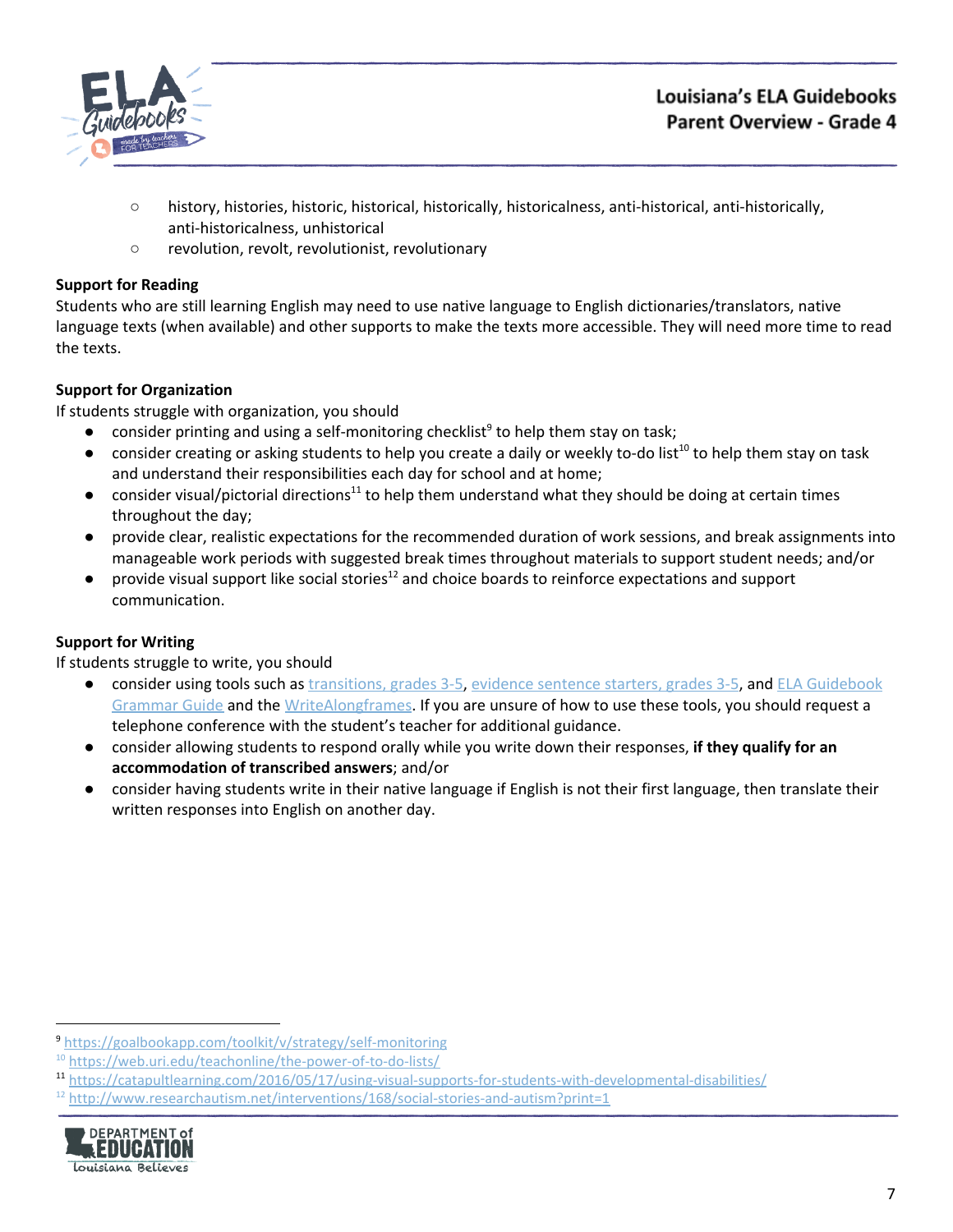- history, histories, historic, historical, historically, historicalness, anti-historical, anti-historically, anti-historicalness, unhistorical
  - revolution, revolt, revolutionist, revolutionary

**Support for Reading**
Students who are still learning English may need to use native language to English dictionaries/translators, native language texts (when available) and other supports to make the texts more accessible. They will need more time to read the texts.

**Support for Organization**
If students struggle with organization, you should

- consider printing and using a self-monitoring checklist[9] to help them stay on task;
- consider creating or asking students to help you create a daily or weekly to-do list[10] to help them stay on task and understand their responsibilities each day for school and at home;
- consider visual/pictorial directions[11] to help them understand what they should be doing at certain times throughout the day;
- provide clear, realistic expectations for the recommended duration of work sessions, and break assignments into manageable work periods with suggested break times throughout materials to support student needs; and/or
- provide visual support like social stories[12] and choice boards to reinforce expectations and support communication.

**Support for Writing**
If students struggle to write, you should

- consider using tools such as transitions, grades 3-5, evidence sentence starters, grades 3-5, and ELA Guidebook Grammar Guide and the WriteAlongframes. If you are unsure of how to use these tools, you should request a telephone conference with the student's teacher for additional guidance.
- consider allowing students to respond orally while you write down their responses, **if they qualify for an accommodation of transcribed answers**; and/or
- consider having students write in their native language if English is not their first language, then translate their written responses into English on another day.

---

[9] https://goalbookapp.com/toolkit/v/strategy/self-monitoring
[10] https://web.uri.edu/teachonline/the-power-of-to-do-lists/
[11] https://catapultlearning.com/2016/05/17/using-visual-supports-for-students-with-developmental-disabilities/
[12] http://www.researchautism.net/interventions/168/social-stories-and-autism?print=1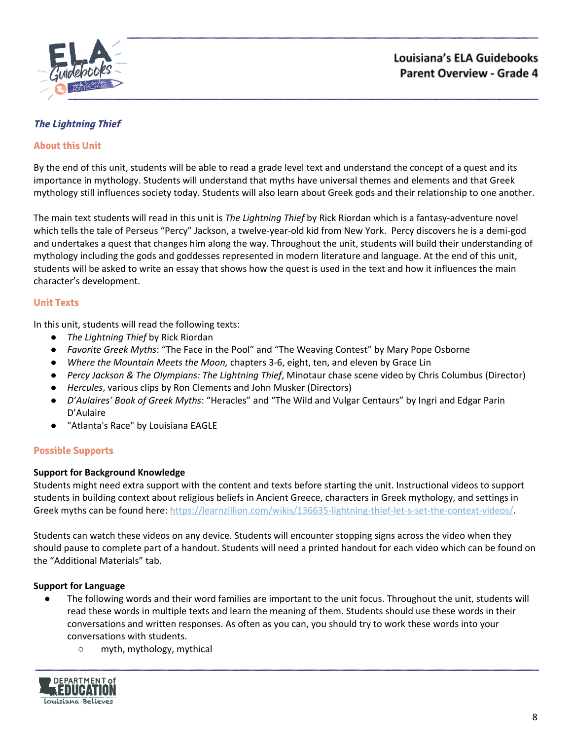## *The Lightning Thief*

### About this Unit

By the end of this unit, students will be able to read a grade level text and understand the concept of a quest and its importance in mythology. Students will understand that myths have universal themes and elements and that Greek mythology still influences society today. Students will also learn about Greek gods and their relationship to one another.

The main text students will read in this unit is *The Lightning Thief* by Rick Riordan which is a fantasy-adventure novel which tells the tale of Perseus "Percy" Jackson, a twelve-year-old kid from New York. Percy discovers he is a demi-god and undertakes a quest that changes him along the way. Throughout the unit, students will build their understanding of mythology including the gods and goddesses represented in modern literature and language. At the end of this unit, students will be asked to write an essay that shows how the quest is used in the text and how it influences the main character's development.

### Unit Texts

In this unit, students will read the following texts:

- *The Lightning Thief* by Rick Riordan
- *Favorite Greek Myths*: "The Face in the Pool" and "The Weaving Contest" by Mary Pope Osborne
- *Where the Mountain Meets the Moon,* chapters 3-6, eight, ten, and eleven by Grace Lin
- *Percy Jackson & The Olympians: The Lightning Thief*, Minotaur chase scene video by Chris Columbus (Director)
- *Hercules*, various clips by Ron Clements and John Musker (Directors)
- *D'Aulaires' Book of Greek Myths*: "Heracles" and "The Wild and Vulgar Centaurs" by Ingri and Edgar Parin D'Aulaire
- "Atlanta's Race" by Louisiana EAGLE

### Possible Supports

**Support for Background Knowledge**

Students might need extra support with the content and texts before starting the unit. Instructional videos to support students in building context about religious beliefs in Ancient Greece, characters in Greek mythology, and settings in Greek myths can be found here: https://learnzillion.com/wikis/136635-lightning-thief-let-s-set-the-context-videos/.

Students can watch these videos on any device. Students will encounter stopping signs across the video when they should pause to complete part of a handout. Students will need a printed handout for each video which can be found on the "Additional Materials" tab.

**Support for Language**

- The following words and their word families are important to the unit focus. Throughout the unit, students will read these words in multiple texts and learn the meaning of them. Students should use these words in their conversations and written responses. As often as you can, you should try to work these words into your conversations with students.
    - myth, mythology, mythical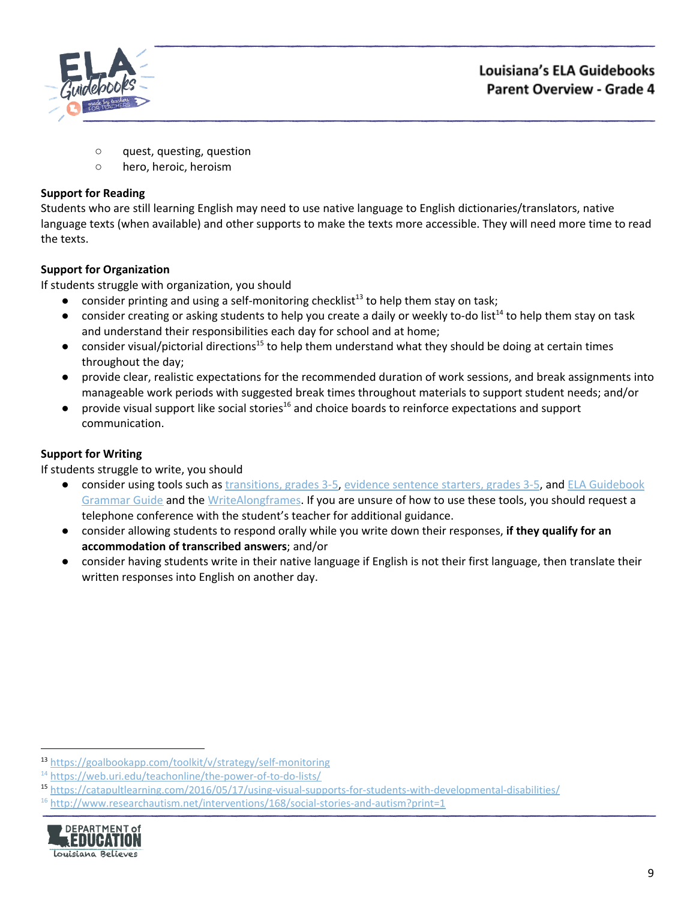- quest, questing, question
- hero, heroic, heroism

**Support for Reading**
Students who are still learning English may need to use native language to English dictionaries/translators, native language texts (when available) and other supports to make the texts more accessible. They will need more time to read the texts.

**Support for Organization**
If students struggle with organization, you should

- consider printing and using a self-monitoring checklist[13] to help them stay on task;
- consider creating or asking students to help you create a daily or weekly to-do list[14] to help them stay on task and understand their responsibilities each day for school and at home;
- consider visual/pictorial directions[15] to help them understand what they should be doing at certain times throughout the day;
- provide clear, realistic expectations for the recommended duration of work sessions, and break assignments into manageable work periods with suggested break times throughout materials to support student needs; and/or
- provide visual support like social stories[16] and choice boards to reinforce expectations and support communication.

**Support for Writing**
If students struggle to write, you should

- consider using tools such as transitions, grades 3-5, evidence sentence starters, grades 3-5, and ELA Guidebook Grammar Guide and the WriteAlongframes. If you are unsure of how to use these tools, you should request a telephone conference with the student's teacher for additional guidance.
- consider allowing students to respond orally while you write down their responses, **if they qualify for an accommodation of transcribed answers**; and/or
- consider having students write in their native language if English is not their first language, then translate their written responses into English on another day.

---

[13] https://goalbookapp.com/toolkit/v/strategy/self-monitoring
[14] https://web.uri.edu/teachonline/the-power-of-to-do-lists/
[15] https://catapultlearning.com/2016/05/17/using-visual-supports-for-students-with-developmental-disabilities/
[16] http://www.researchautism.net/interventions/168/social-stories-and-autism?print=1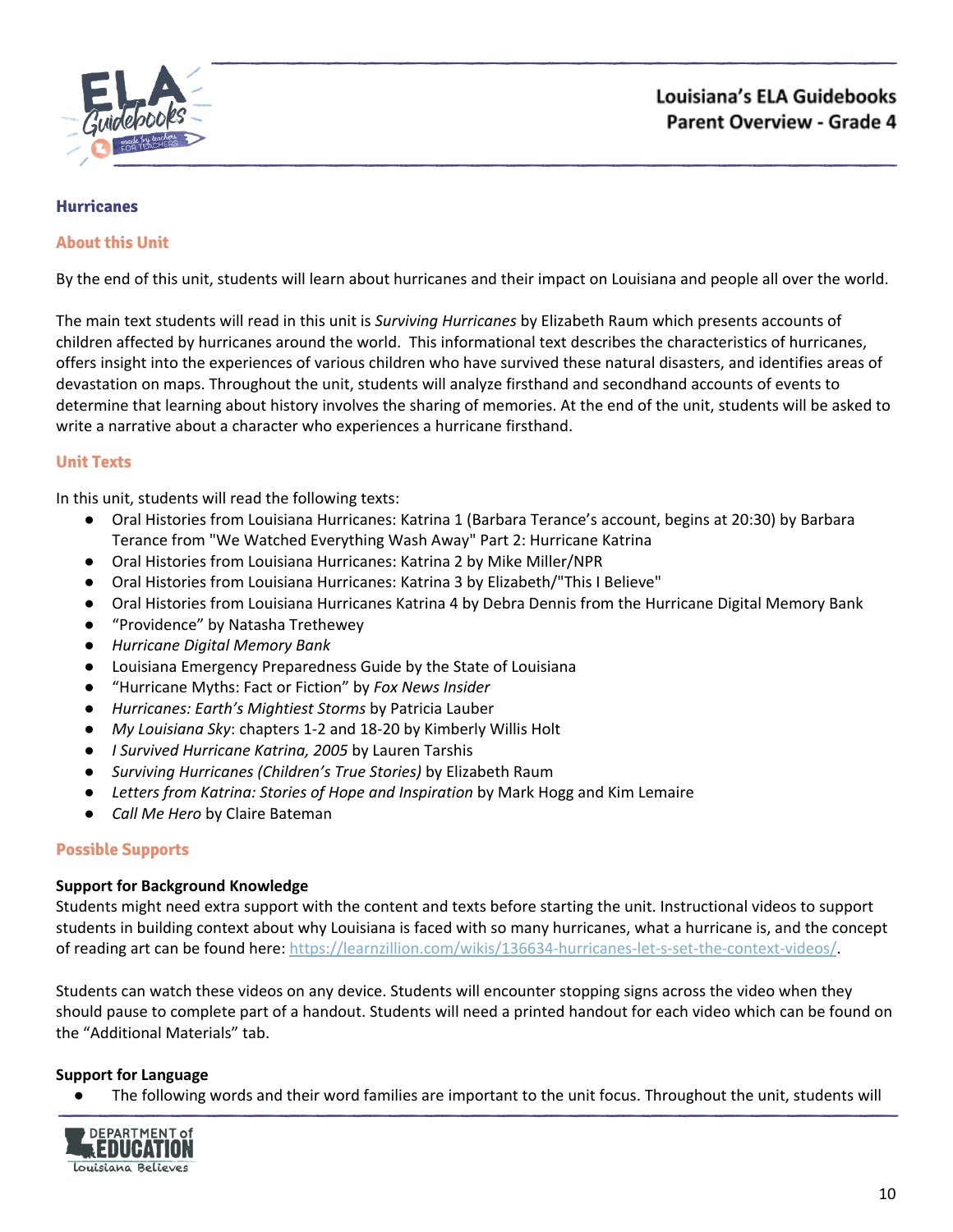## Hurricanes

### About this Unit

By the end of this unit, students will learn about hurricanes and their impact on Louisiana and people all over the world.

The main text students will read in this unit is *Surviving Hurricanes* by Elizabeth Raum which presents accounts of children affected by hurricanes around the world. This informational text describes the characteristics of hurricanes, offers insight into the experiences of various children who have survived these natural disasters, and identifies areas of devastation on maps. Throughout the unit, students will analyze firsthand and secondhand accounts of events to determine that learning about history involves the sharing of memories. At the end of the unit, students will be asked to write a narrative about a character who experiences a hurricane firsthand.

### Unit Texts

In this unit, students will read the following texts:

- Oral Histories from Louisiana Hurricanes: Katrina 1 (Barbara Terance's account, begins at 20:30) by Barbara Terance from "We Watched Everything Wash Away" Part 2: Hurricane Katrina
- Oral Histories from Louisiana Hurricanes: Katrina 2 by Mike Miller/NPR
- Oral Histories from Louisiana Hurricanes: Katrina 3 by Elizabeth/"This I Believe"
- Oral Histories from Louisiana Hurricanes Katrina 4 by Debra Dennis from the Hurricane Digital Memory Bank
- "Providence" by Natasha Trethewey
- *Hurricane Digital Memory Bank*
- Louisiana Emergency Preparedness Guide by the State of Louisiana
- "Hurricane Myths: Fact or Fiction" by *Fox News Insider*
- *Hurricanes: Earth's Mightiest Storms* by Patricia Lauber
- *My Louisiana Sky*: chapters 1-2 and 18-20 by Kimberly Willis Holt
- *I Survived Hurricane Katrina, 2005* by Lauren Tarshis
- *Surviving Hurricanes (Children's True Stories)* by Elizabeth Raum
- *Letters from Katrina: Stories of Hope and Inspiration* by Mark Hogg and Kim Lemaire
- *Call Me Hero* by Claire Bateman

### Possible Supports

**Support for Background Knowledge**

Students might need extra support with the content and texts before starting the unit. Instructional videos to support students in building context about why Louisiana is faced with so many hurricanes, what a hurricane is, and the concept of reading art can be found here: https://learnzillion.com/wikis/136634-hurricanes-let-s-set-the-context-videos/.

Students can watch these videos on any device. Students will encounter stopping signs across the video when they should pause to complete part of a handout. Students will need a printed handout for each video which can be found on the "Additional Materials" tab.

**Support for Language**

- The following words and their word families are important to the unit focus. Throughout the unit, students will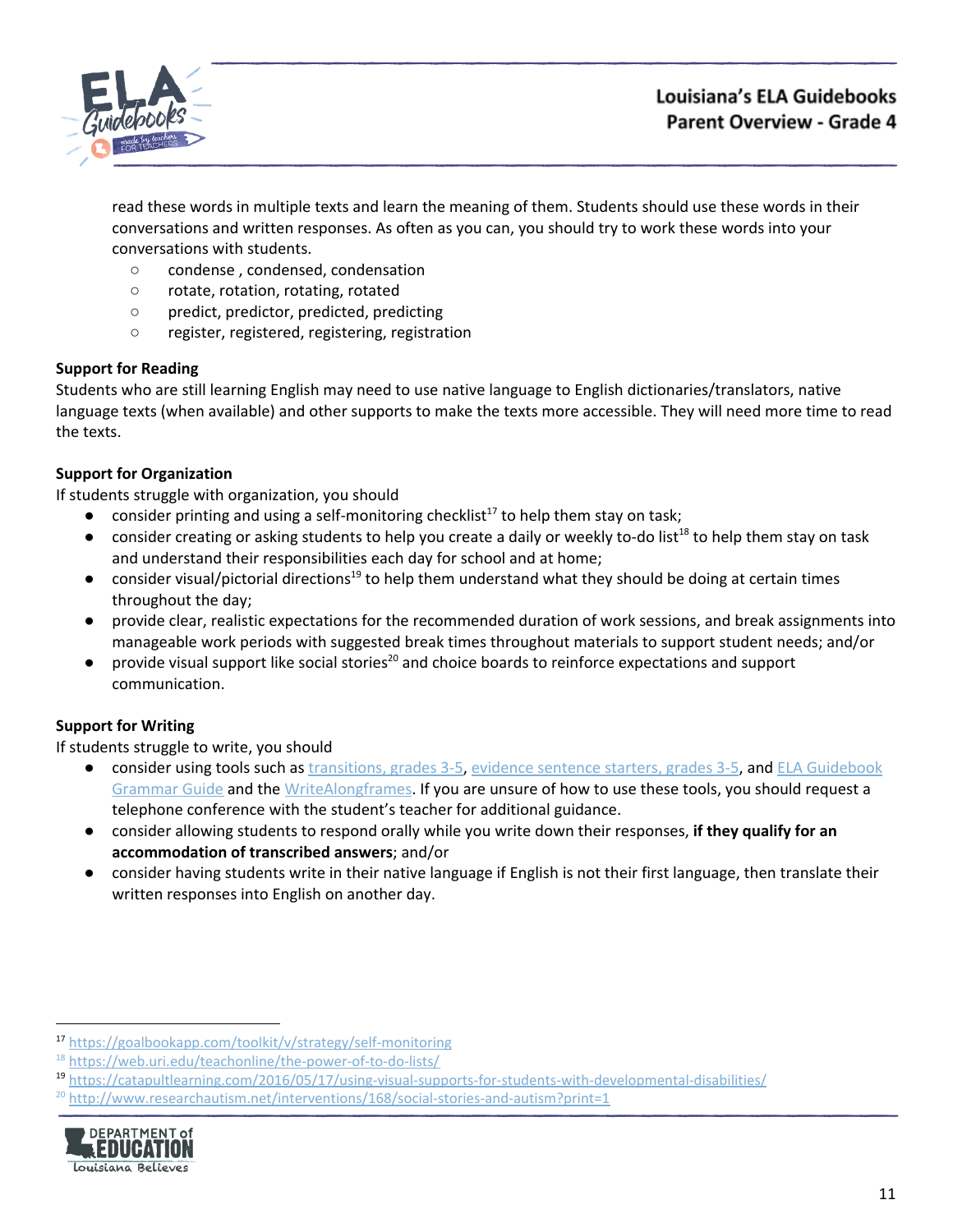read these words in multiple texts and learn the meaning of them. Students should use these words in their conversations and written responses. As often as you can, you should try to work these words into your conversations with students.

- condense , condensed, condensation
- rotate, rotation, rotating, rotated
- predict, predictor, predicted, predicting
- register, registered, registering, registration

**Support for Reading**

Students who are still learning English may need to use native language to English dictionaries/translators, native language texts (when available) and other supports to make the texts more accessible. They will need more time to read the texts.

**Support for Organization**

If students struggle with organization, you should

- consider printing and using a self-monitoring checklist[17] to help them stay on task;
- consider creating or asking students to help you create a daily or weekly to-do list[18] to help them stay on task and understand their responsibilities each day for school and at home;
- consider visual/pictorial directions[19] to help them understand what they should be doing at certain times throughout the day;
- provide clear, realistic expectations for the recommended duration of work sessions, and break assignments into manageable work periods with suggested break times throughout materials to support student needs; and/or
- provide visual support like social stories[20] and choice boards to reinforce expectations and support communication.

**Support for Writing**

If students struggle to write, you should

- consider using tools such as transitions, grades 3-5, evidence sentence starters, grades 3-5, and ELA Guidebook Grammar Guide and the WriteAlongframes. If you are unsure of how to use these tools, you should request a telephone conference with the student's teacher for additional guidance.
- consider allowing students to respond orally while you write down their responses, **if they qualify for an accommodation of transcribed answers**; and/or
- consider having students write in their native language if English is not their first language, then translate their written responses into English on another day.

---

[17] https://goalbookapp.com/toolkit/v/strategy/self-monitoring

[18] https://web.uri.edu/teachonline/the-power-of-to-do-lists/

[19] https://catapultlearning.com/2016/05/17/using-visual-supports-for-students-with-developmental-disabilities/

[20] http://www.researchautism.net/interventions/168/social-stories-and-autism?print=1